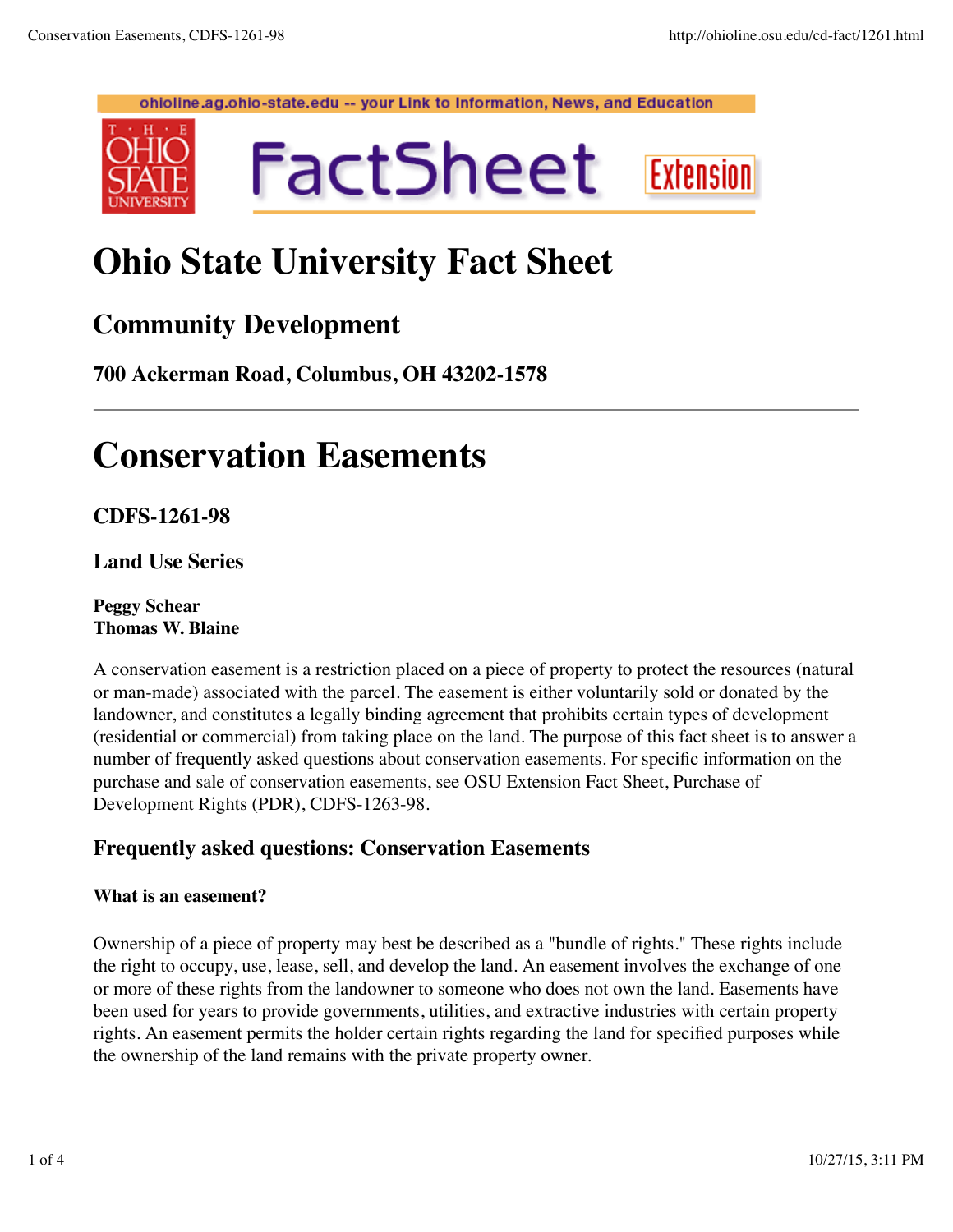ohioline.ag.ohio-state.edu -- your Link to Information, News, and Education

# Ohio State University Fact Sheet

## Community Development

### 700 Ackerman Road, Columbus, OH 43202-1578

---

# Conservation Easements

### CDFS-1261-98

### Land Use Series

**Peggy Schear**
**Thomas W. Blaine**

A conservation easement is a restriction placed on a piece of property to protect the resources (natural or man-made) associated with the parcel. The easement is either voluntarily sold or donated by the landowner, and constitutes a legally binding agreement that prohibits certain types of development (residential or commercial) from taking place on the land. The purpose of this fact sheet is to answer a number of frequently asked questions about conservation easements. For specific information on the purchase and sale of conservation easements, see OSU Extension Fact Sheet, Purchase of Development Rights (PDR), CDFS-1263-98.

## Frequently asked questions: Conservation Easements

#### What is an easement?

Ownership of a piece of property may best be described as a "bundle of rights." These rights include the right to occupy, use, lease, sell, and develop the land. An easement involves the exchange of one or more of these rights from the landowner to someone who does not own the land. Easements have been used for years to provide governments, utilities, and extractive industries with certain property rights. An easement permits the holder certain rights regarding the land for specified purposes while the ownership of the land remains with the private property owner.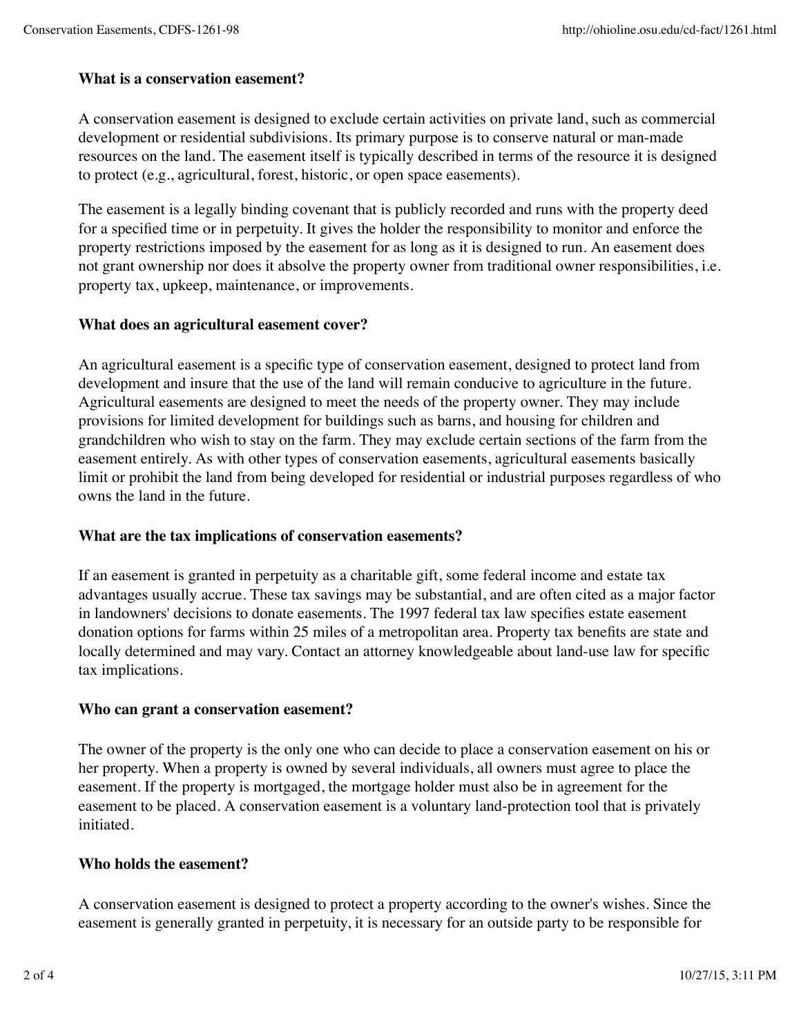### What is a conservation easement?

A conservation easement is designed to exclude certain activities on private land, such as commercial development or residential subdivisions. Its primary purpose is to conserve natural or man-made resources on the land. The easement itself is typically described in terms of the resource it is designed to protect (e.g., agricultural, forest, historic, or open space easements).

The easement is a legally binding covenant that is publicly recorded and runs with the property deed for a specified time or in perpetuity. It gives the holder the responsibility to monitor and enforce the property restrictions imposed by the easement for as long as it is designed to run. An easement does not grant ownership nor does it absolve the property owner from traditional owner responsibilities, i.e. property tax, upkeep, maintenance, or improvements.

### What does an agricultural easement cover?

An agricultural easement is a specific type of conservation easement, designed to protect land from development and insure that the use of the land will remain conducive to agriculture in the future. Agricultural easements are designed to meet the needs of the property owner. They may include provisions for limited development for buildings such as barns, and housing for children and grandchildren who wish to stay on the farm. They may exclude certain sections of the farm from the easement entirely. As with other types of conservation easements, agricultural easements basically limit or prohibit the land from being developed for residential or industrial purposes regardless of who owns the land in the future.

### What are the tax implications of conservation easements?

If an easement is granted in perpetuity as a charitable gift, some federal income and estate tax advantages usually accrue. These tax savings may be substantial, and are often cited as a major factor in landowners' decisions to donate easements. The 1997 federal tax law specifies estate easement donation options for farms within 25 miles of a metropolitan area. Property tax benefits are state and locally determined and may vary. Contact an attorney knowledgeable about land-use law for specific tax implications.

### Who can grant a conservation easement?

The owner of the property is the only one who can decide to place a conservation easement on his or her property. When a property is owned by several individuals, all owners must agree to place the easement. If the property is mortgaged, the mortgage holder must also be in agreement for the easement to be placed. A conservation easement is a voluntary land-protection tool that is privately initiated.

### Who holds the easement?

A conservation easement is designed to protect a property according to the owner's wishes. Since the easement is generally granted in perpetuity, it is necessary for an outside party to be responsible for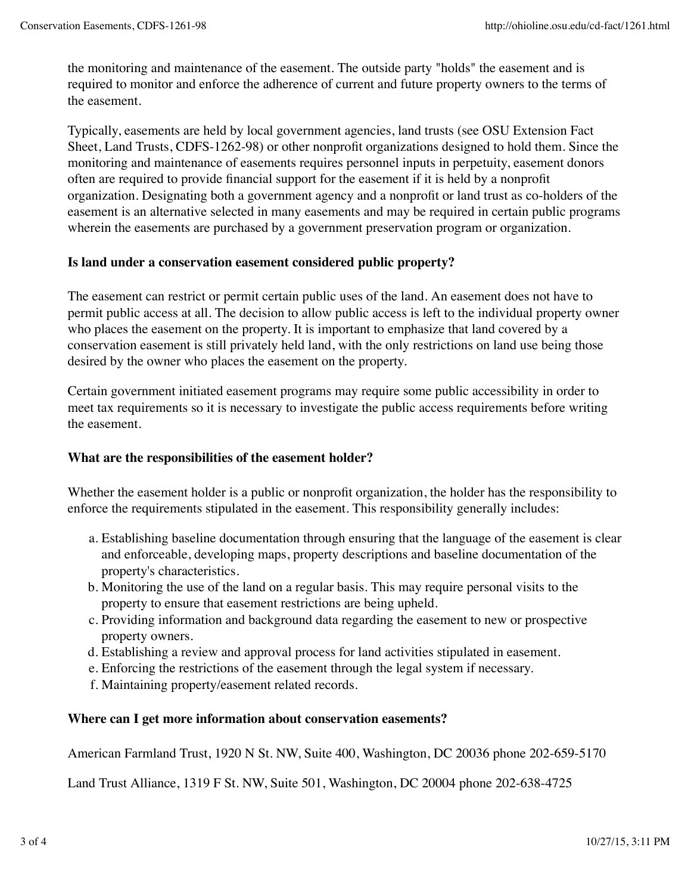the monitoring and maintenance of the easement. The outside party "holds" the easement and is required to monitor and enforce the adherence of current and future property owners to the terms of the easement.

Typically, easements are held by local government agencies, land trusts (see OSU Extension Fact Sheet, Land Trusts, CDFS-1262-98) or other nonprofit organizations designed to hold them. Since the monitoring and maintenance of easements requires personnel inputs in perpetuity, easement donors often are required to provide financial support for the easement if it is held by a nonprofit organization. Designating both a government agency and a nonprofit or land trust as co-holders of the easement is an alternative selected in many easements and may be required in certain public programs wherein the easements are purchased by a government preservation program or organization.

**Is land under a conservation easement considered public property?**

The easement can restrict or permit certain public uses of the land. An easement does not have to permit public access at all. The decision to allow public access is left to the individual property owner who places the easement on the property. It is important to emphasize that land covered by a conservation easement is still privately held land, with the only restrictions on land use being those desired by the owner who places the easement on the property.

Certain government initiated easement programs may require some public accessibility in order to meet tax requirements so it is necessary to investigate the public access requirements before writing the easement.

**What are the responsibilities of the easement holder?**

Whether the easement holder is a public or nonprofit organization, the holder has the responsibility to enforce the requirements stipulated in the easement. This responsibility generally includes:

a. Establishing baseline documentation through ensuring that the language of the easement is clear and enforceable, developing maps, property descriptions and baseline documentation of the property's characteristics.
b. Monitoring the use of the land on a regular basis. This may require personal visits to the property to ensure that easement restrictions are being upheld.
c. Providing information and background data regarding the easement to new or prospective property owners.
d. Establishing a review and approval process for land activities stipulated in easement.
e. Enforcing the restrictions of the easement through the legal system if necessary.
f. Maintaining property/easement related records.

**Where can I get more information about conservation easements?**

American Farmland Trust, 1920 N St. NW, Suite 400, Washington, DC 20036 phone 202-659-5170

Land Trust Alliance, 1319 F St. NW, Suite 501, Washington, DC 20004 phone 202-638-4725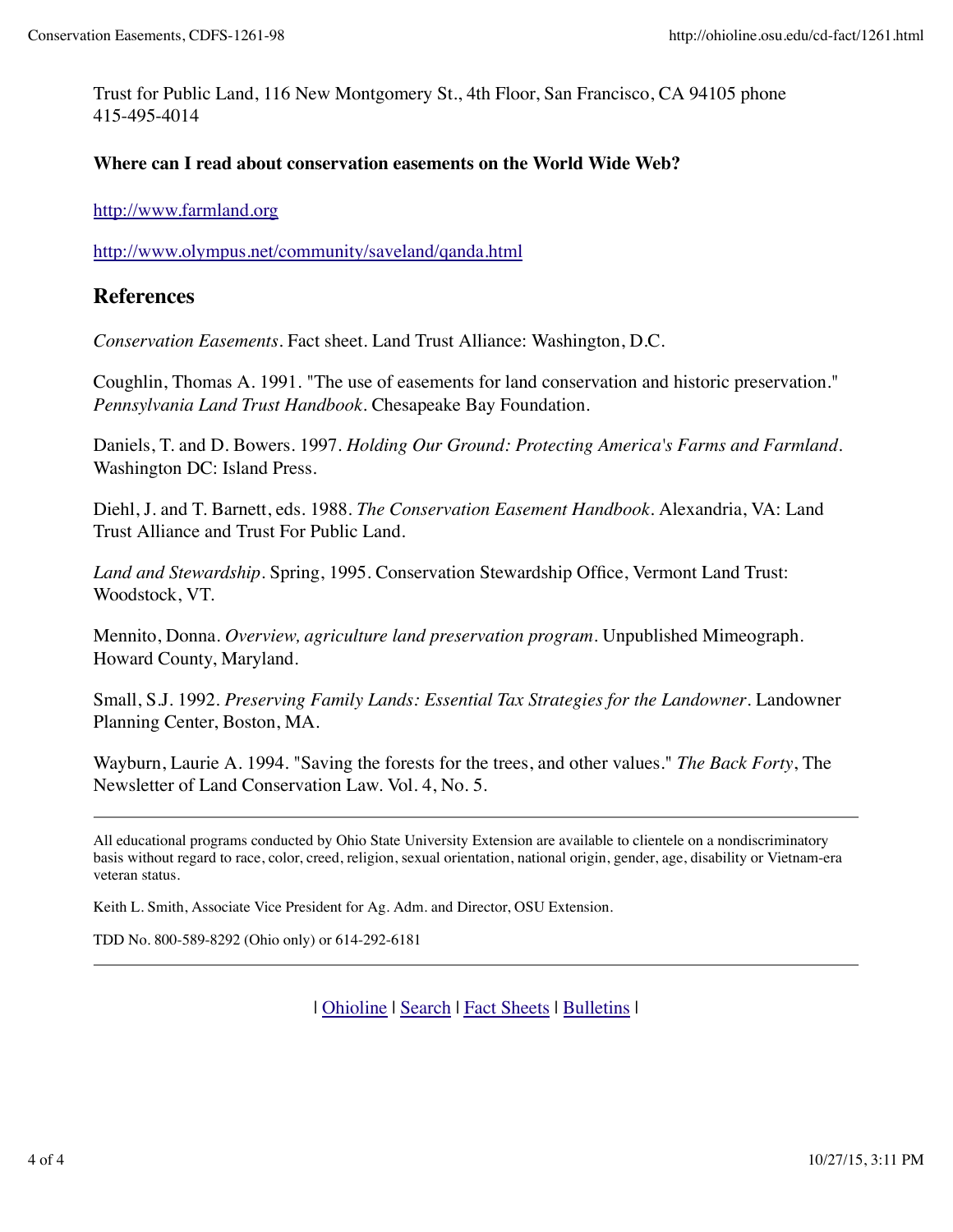Trust for Public Land, 116 New Montgomery St., 4th Floor, San Francisco, CA 94105 phone 415-495-4014

**Where can I read about conservation easements on the World Wide Web?**

http://www.farmland.org

http://www.olympus.net/community/saveland/qanda.html

## References

*Conservation Easements*. Fact sheet. Land Trust Alliance: Washington, D.C.

Coughlin, Thomas A. 1991. "The use of easements for land conservation and historic preservation." *Pennsylvania Land Trust Handbook*. Chesapeake Bay Foundation.

Daniels, T. and D. Bowers. 1997. *Holding Our Ground: Protecting America's Farms and Farmland*. Washington DC: Island Press.

Diehl, J. and T. Barnett, eds. 1988. *The Conservation Easement Handbook*. Alexandria, VA: Land Trust Alliance and Trust For Public Land.

*Land and Stewardship*. Spring, 1995. Conservation Stewardship Office, Vermont Land Trust: Woodstock, VT.

Mennito, Donna. *Overview, agriculture land preservation program*. Unpublished Mimeograph. Howard County, Maryland.

Small, S.J. 1992. *Preserving Family Lands: Essential Tax Strategies for the Landowner*. Landowner Planning Center, Boston, MA.

Wayburn, Laurie A. 1994. "Saving the forests for the trees, and other values." *The Back Forty*, The Newsletter of Land Conservation Law. Vol. 4, No. 5.

---

All educational programs conducted by Ohio State University Extension are available to clientele on a nondiscriminatory basis without regard to race, color, creed, religion, sexual orientation, national origin, gender, age, disability or Vietnam-era veteran status.

Keith L. Smith, Associate Vice President for Ag. Adm. and Director, OSU Extension.

TDD No. 800-589-8292 (Ohio only) or 614-292-6181

---

| Ohioline | Search | Fact Sheets | Bulletins |